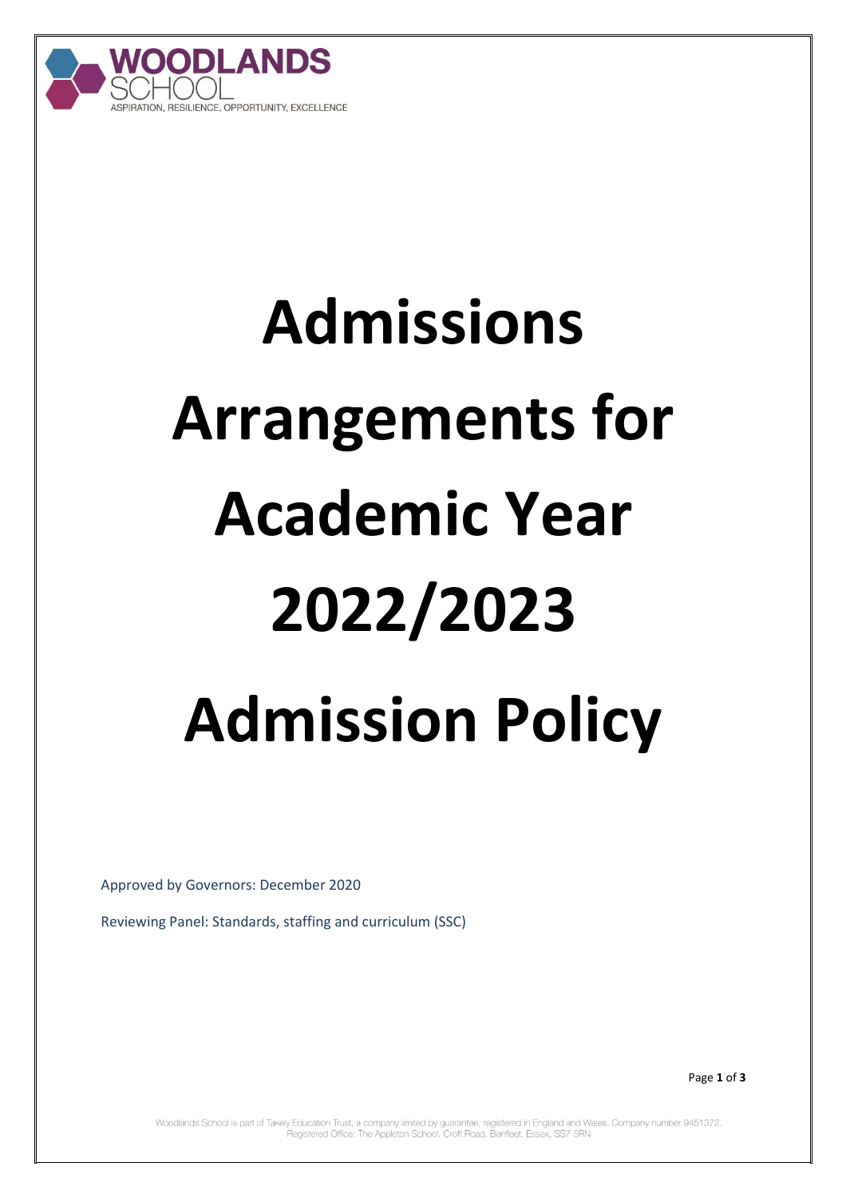WOODLANDS SCHOOL

ASPIRATION, RESILIENCE, OPPORTUNITY, EXCELLENCE

# Admissions Arrangements for Academic Year 2022/2023 Admission Policy

Approved by Governors: December 2020

Reviewing Panel: Standards, staffing and curriculum (SSC)

Woodlands School is part of Takely Education Trust, a company limited by guarantee, registered in England and Wales. Company number 9451372. Registered Office: The Appleton School, Croft Road, Benfleet, Essex, SS7 5RN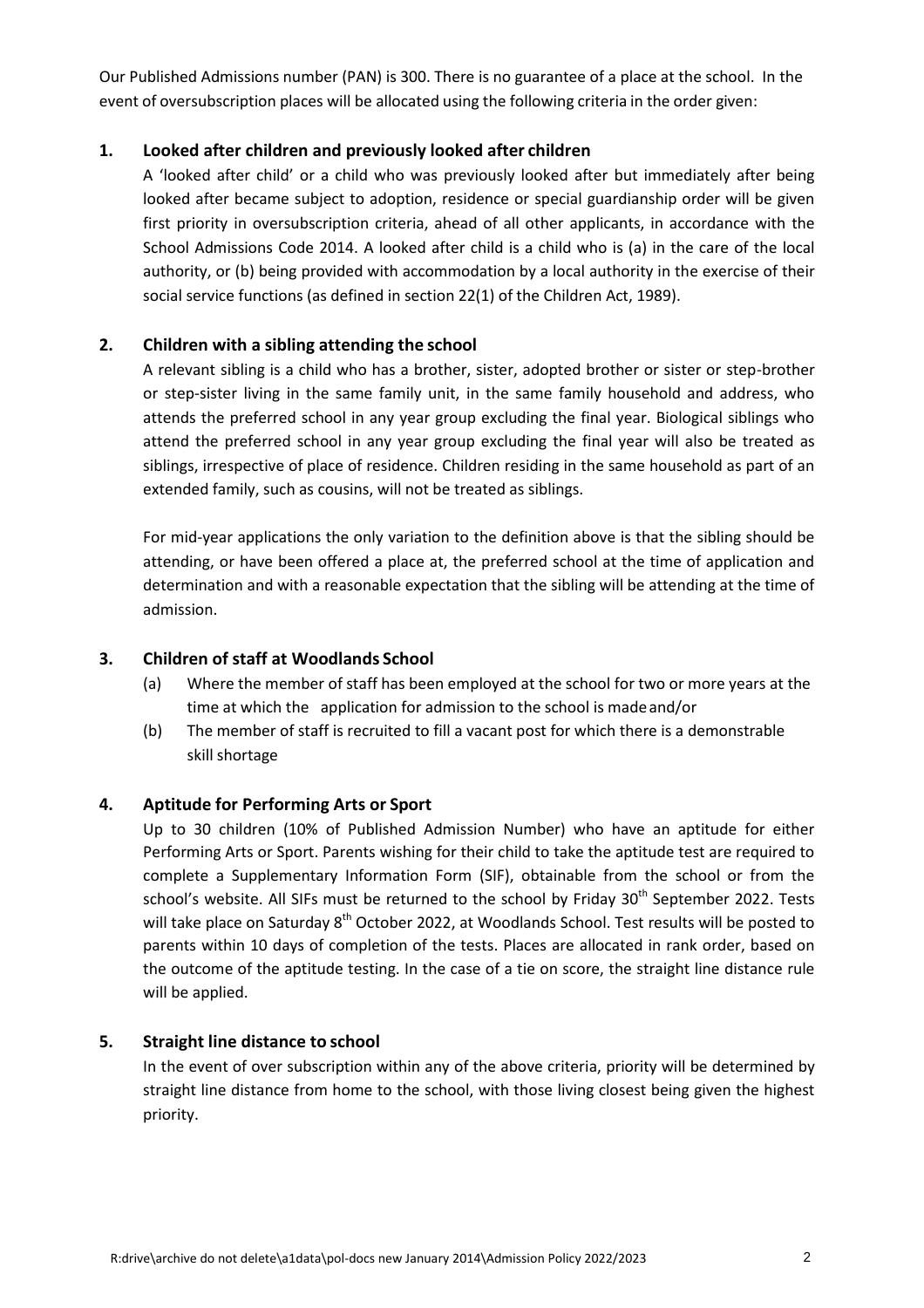Our Published Admissions number (PAN) is 300. There is no guarantee of a place at the school. In the event of oversubscription places will be allocated using the following criteria in the order given:

## 1. Looked after children and previously looked after children

A 'looked after child' or a child who was previously looked after but immediately after being looked after became subject to adoption, residence or special guardianship order will be given first priority in oversubscription criteria, ahead of all other applicants, in accordance with the School Admissions Code 2014. A looked after child is a child who is (a) in the care of the local authority, or (b) being provided with accommodation by a local authority in the exercise of their social service functions (as defined in section 22(1) of the Children Act, 1989).

## 2. Children with a sibling attending the school

A relevant sibling is a child who has a brother, sister, adopted brother or sister or step-brother or step-sister living in the same family unit, in the same family household and address, who attends the preferred school in any year group excluding the final year. Biological siblings who attend the preferred school in any year group excluding the final year will also be treated as siblings, irrespective of place of residence. Children residing in the same household as part of an extended family, such as cousins, will not be treated as siblings.

For mid-year applications the only variation to the definition above is that the sibling should be attending, or have been offered a place at, the preferred school at the time of application and determination and with a reasonable expectation that the sibling will be attending at the time of admission.

## 3. Children of staff at Woodlands School

(a) Where the member of staff has been employed at the school for two or more years at the time at which the application for admission to the school is made and/or

(b) The member of staff is recruited to fill a vacant post for which there is a demonstrable skill shortage

## 4. Aptitude for Performing Arts or Sport

Up to 30 children (10% of Published Admission Number) who have an aptitude for either Performing Arts or Sport. Parents wishing for their child to take the aptitude test are required to complete a Supplementary Information Form (SIF), obtainable from the school or from the school's website. All SIFs must be returned to the school by Friday 30th September 2022. Tests will take place on Saturday 8th October 2022, at Woodlands School. Test results will be posted to parents within 10 days of completion of the tests. Places are allocated in rank order, based on the outcome of the aptitude testing. In the case of a tie on score, the straight line distance rule will be applied.

## 5. Straight line distance to school

In the event of over subscription within any of the above criteria, priority will be determined by straight line distance from home to the school, with those living closest being given the highest priority.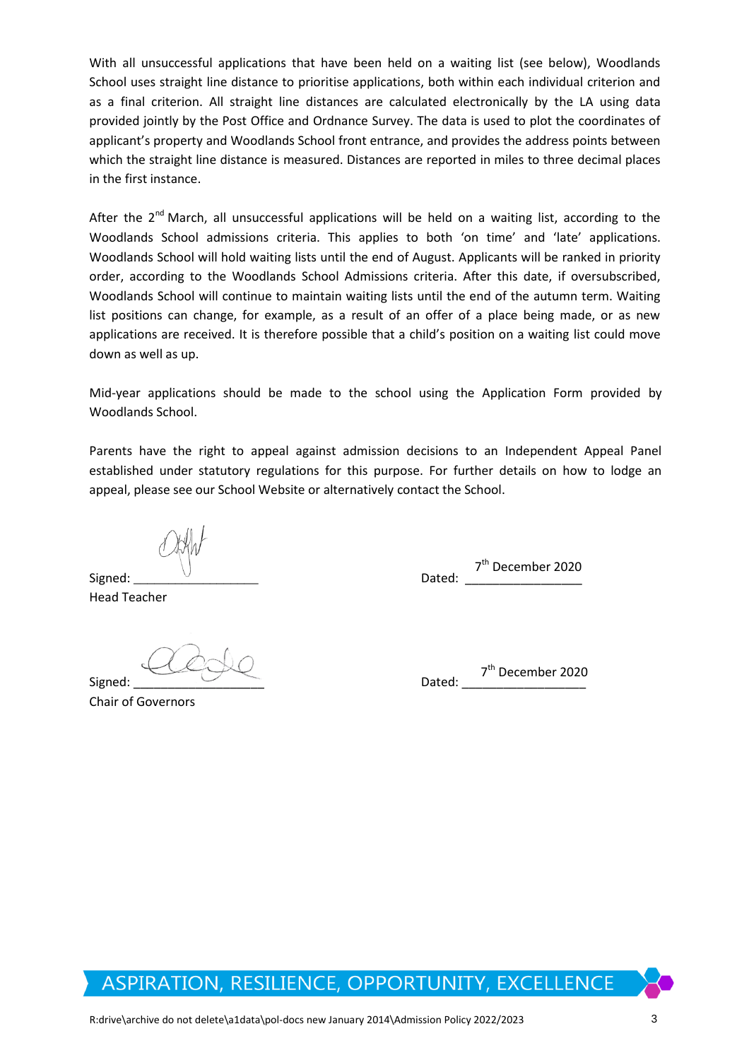With all unsuccessful applications that have been held on a waiting list (see below), Woodlands School uses straight line distance to prioritise applications, both within each individual criterion and as a final criterion. All straight line distances are calculated electronically by the LA using data provided jointly by the Post Office and Ordnance Survey. The data is used to plot the coordinates of applicant's property and Woodlands School front entrance, and provides the address points between which the straight line distance is measured. Distances are reported in miles to three decimal places in the first instance.

After the 2nd March, all unsuccessful applications will be held on a waiting list, according to the Woodlands School admissions criteria. This applies to both 'on time' and 'late' applications. Woodlands School will hold waiting lists until the end of August. Applicants will be ranked in priority order, according to the Woodlands School Admissions criteria. After this date, if oversubscribed, Woodlands School will continue to maintain waiting lists until the end of the autumn term. Waiting list positions can change, for example, as a result of an offer of a place being made, or as new applications are received. It is therefore possible that a child's position on a waiting list could move down as well as up.

Mid-year applications should be made to the school using the Application Form provided by Woodlands School.

Parents have the right to appeal against admission decisions to an Independent Appeal Panel established under statutory regulations for this purpose. For further details on how to lodge an appeal, please see our School Website or alternatively contact the School.

Signed: ____________________ Dated: 7th December 2020
Head Teacher

Signed: ____________________ Dated: 7th December 2020
Chair of Governors

ASPIRATION, RESILIENCE, OPPORTUNITY, EXCELLENCE

R:drive\archive do not delete\a1data\pol-docs new January 2014\Admission Policy 2022/2023